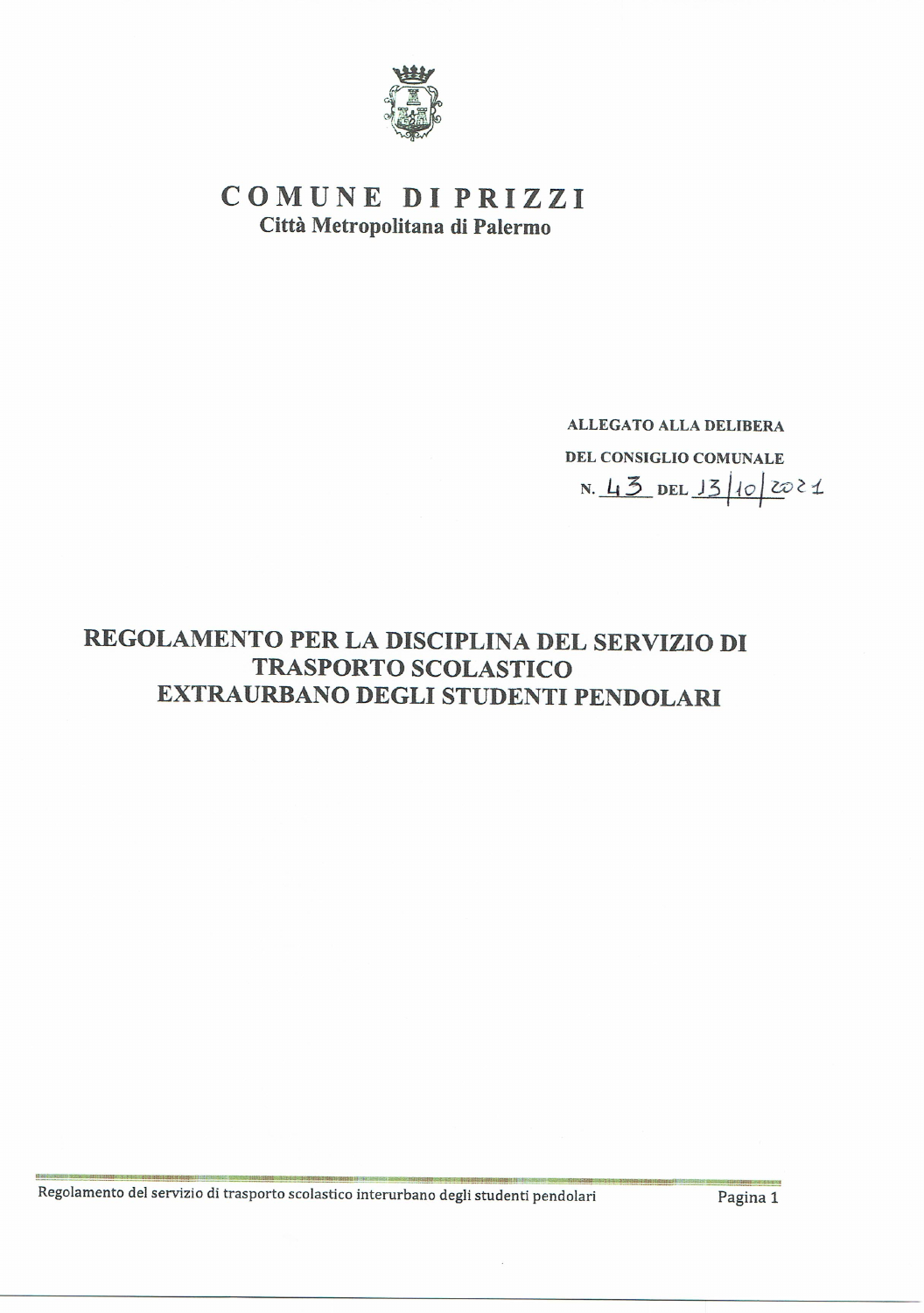# COMUNE DI PRIZZI

**Città Metropolitana di Palermo**

**ALLEGATO ALLA DELIBERA**

**DEL CONSIGLIO COMUNALE**

**N. 43 DEL 13/10/2021**

# REGOLAMENTO PER LA DISCIPLINA DEL SERVIZIO DI TRASPORTO SCOLASTICO EXTRAURBANO DEGLI STUDENTI PENDOLARI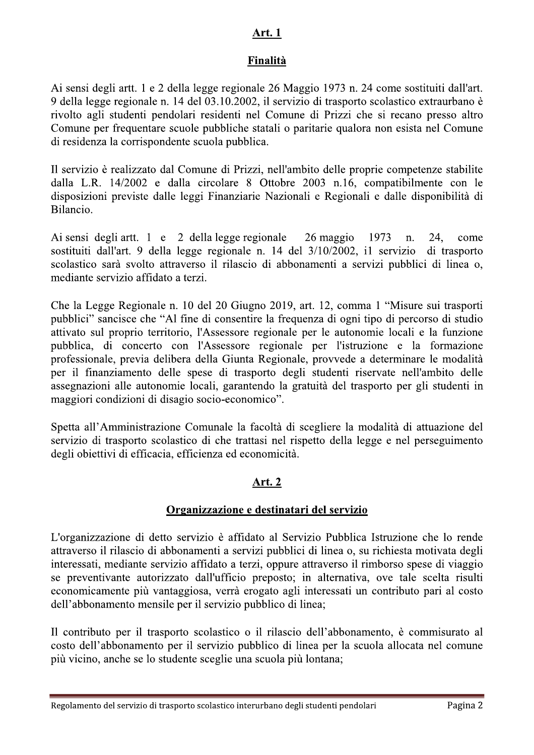## Art. 1

## Finalità

Ai sensi degli artt. 1 e 2 della legge regionale 26 Maggio 1973 n. 24 come sostituiti dall'art. 9 della legge regionale n. 14 del 03.10.2002, il servizio di trasporto scolastico extraurbano è rivolto agli studenti pendolari residenti nel Comune di Prizzi che si recano presso altro Comune per frequentare scuole pubbliche statali o paritarie qualora non esista nel Comune di residenza la corrispondente scuola pubblica.

Il servizio è realizzato dal Comune di Prizzi, nell'ambito delle proprie competenze stabilite dalla L.R. 14/2002 e dalla circolare 8 Ottobre 2003 n.16, compatibilmente con le disposizioni previste dalle leggi Finanziarie Nazionali e Regionali e dalle disponibilità di Bilancio.

Ai sensi degli artt. 1 e 2 della legge regionale 26 maggio 1973 n. 24, come sostituiti dall'art. 9 della legge regionale n. 14 del 3/10/2002, il servizio di trasporto scolastico sarà svolto attraverso il rilascio di abbonamenti a servizi pubblici di linea o, mediante servizio affidato a terzi.

Che la Legge Regionale n. 10 del 20 Giugno 2019, art. 12, comma 1 "Misure sui trasporti pubblici" sancisce che "Al fine di consentire la frequenza di ogni tipo di percorso di studio attivato sul proprio territorio, l'Assessore regionale per le autonomie locali e la funzione pubblica, di concerto con l'Assessore regionale per l'istruzione e la formazione professionale, previa delibera della Giunta Regionale, provvede a determinare le modalità per il finanziamento delle spese di trasporto degli studenti riservate nell'ambito delle assegnazioni alle autonomie locali, garantendo la gratuità del trasporto per gli studenti in maggiori condizioni di disagio socio-economico".

Spetta all'Amministrazione Comunale la facoltà di scegliere la modalità di attuazione del servizio di trasporto scolastico di che trattasi nel rispetto della legge e nel perseguimento degli obiettivi di efficacia, efficienza ed economicità.

## Art. 2

## Organizzazione e destinatari del servizio

L'organizzazione di detto servizio è affidato al Servizio Pubblica Istruzione che lo rende attraverso il rilascio di abbonamenti a servizi pubblici di linea o, su richiesta motivata degli interessati, mediante servizio affidato a terzi, oppure attraverso il rimborso spese di viaggio se preventivante autorizzato dall'ufficio preposto; in alternativa, ove tale scelta risulti economicamente più vantaggiosa, verrà erogato agli interessati un contributo pari al costo dell'abbonamento mensile per il servizio pubblico di linea;

Il contributo per il trasporto scolastico o il rilascio dell'abbonamento, è commisurato al costo dell'abbonamento per il servizio pubblico di linea per la scuola allocata nel comune più vicino, anche se lo studente sceglie una scuola più lontana;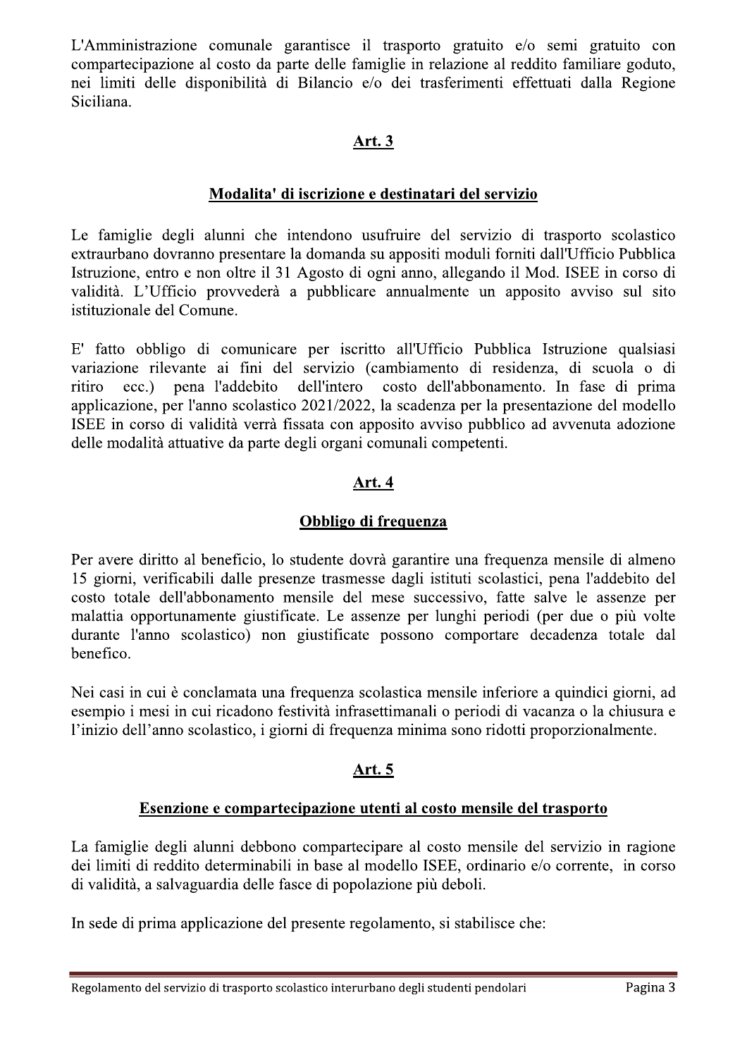L'Amministrazione comunale garantisce il trasporto gratuito e/o semi gratuito con compartecipazione al costo da parte delle famiglie in relazione al reddito familiare goduto, nei limiti delle disponibilità di Bilancio e/o dei trasferimenti effettuati dalla Regione Siciliana.

## Art. 3

### Modalita' di iscrizione e destinatari del servizio

Le famiglie degli alunni che intendono usufruire del servizio di trasporto scolastico extraurbano dovranno presentare la domanda su appositi moduli forniti dall'Ufficio Pubblica Istruzione, entro e non oltre il 31 Agosto di ogni anno, allegando il Mod. ISEE in corso di validità. L'Ufficio provvederà a pubblicare annualmente un apposito avviso sul sito istituzionale del Comune.

E' fatto obbligo di comunicare per iscritto all'Ufficio Pubblica Istruzione qualsiasi variazione rilevante ai fini del servizio (cambiamento di residenza, di scuola o di ritiro ecc.) pena l'addebito dell'intero costo dell'abbonamento. In fase di prima applicazione, per l'anno scolastico 2021/2022, la scadenza per la presentazione del modello ISEE in corso di validità verrà fissata con apposito avviso pubblico ad avvenuta adozione delle modalità attuative da parte degli organi comunali competenti.

## Art. 4

### Obbligo di frequenza

Per avere diritto al beneficio, lo studente dovrà garantire una frequenza mensile di almeno 15 giorni, verificabili dalle presenze trasmesse dagli istituti scolastici, pena l'addebito del costo totale dell'abbonamento mensile del mese successivo, fatte salve le assenze per malattia opportunamente giustificate. Le assenze per lunghi periodi (per due o più volte durante l'anno scolastico) non giustificate possono comportare decadenza totale dal benefico.

Nei casi in cui è conclamata una frequenza scolastica mensile inferiore a quindici giorni, ad esempio i mesi in cui ricadono festività infrasettimanali o periodi di vacanza o la chiusura e l'inizio dell'anno scolastico, i giorni di frequenza minima sono ridotti proporzionalmente.

## Art. 5

### Esenzione e compartecipazione utenti al costo mensile del trasporto

La famiglie degli alunni debbono compartecipare al costo mensile del servizio in ragione dei limiti di reddito determinabili in base al modello ISEE, ordinario e/o corrente, in corso di validità, a salvaguardia delle fasce di popolazione più deboli.

In sede di prima applicazione del presente regolamento, si stabilisce che: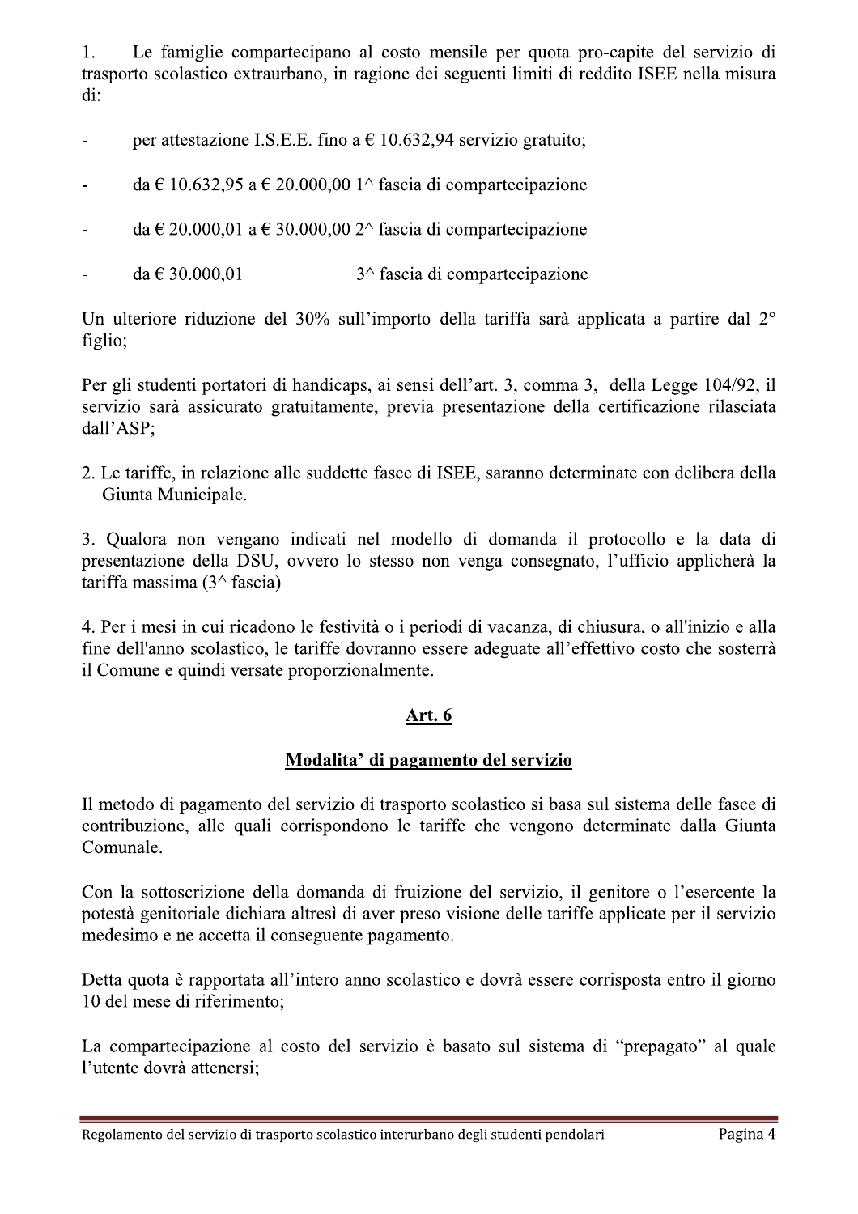1. Le famiglie compartecipano al costo mensile per quota pro-capite del servizio di trasporto scolastico extraurbano, in ragione dei seguenti limiti di reddito ISEE nella misura di:

- per attestazione I.S.E.E. fino a € 10.632,94 servizio gratuito;
- da € 10.632,95 a € 20.000,00 1^ fascia di compartecipazione
- da € 20.000,01 a € 30.000,00 2^ fascia di compartecipazione
- da € 30.000,01 3^ fascia di compartecipazione

Un ulteriore riduzione del 30% sull'importo della tariffa sarà applicata a partire dal 2° figlio;

Per gli studenti portatori di handicaps, ai sensi dell'art. 3, comma 3, della Legge 104/92, il servizio sarà assicurato gratuitamente, previa presentazione della certificazione rilasciata dall'ASP;

2. Le tariffe, in relazione alle suddette fasce di ISEE, saranno determinate con delibera della Giunta Municipale.

3. Qualora non vengano indicati nel modello di domanda il protocollo e la data di presentazione della DSU, ovvero lo stesso non venga consegnato, l'ufficio applicherà la tariffa massima (3^ fascia)

4. Per i mesi in cui ricadono le festività o i periodi di vacanza, di chiusura, o all'inizio e alla fine dell'anno scolastico, le tariffe dovranno essere adeguate all'effettivo costo che sosterrà il Comune e quindi versate proporzionalmente.

## Art. 6

## Modalita' di pagamento del servizio

Il metodo di pagamento del servizio di trasporto scolastico si basa sul sistema delle fasce di contribuzione, alle quali corrispondono le tariffe che vengono determinate dalla Giunta Comunale.

Con la sottoscrizione della domanda di fruizione del servizio, il genitore o l'esercente la potestà genitoriale dichiara altresì di aver preso visione delle tariffe applicate per il servizio medesimo e ne accetta il conseguente pagamento.

Detta quota è rapportata all'intero anno scolastico e dovrà essere corrisposta entro il giorno 10 del mese di riferimento;

La compartecipazione al costo del servizio è basato sul sistema di "prepagato" al quale l'utente dovrà attenersi;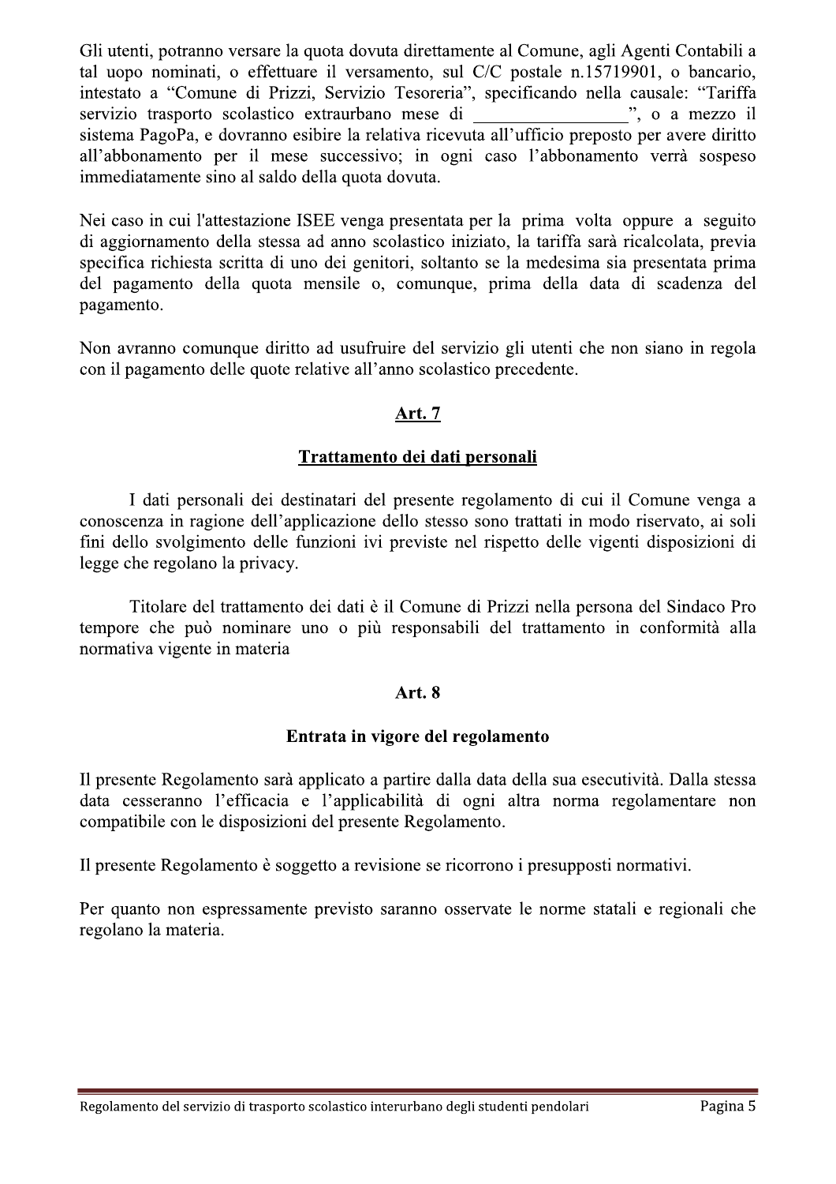Gli utenti, potranno versare la quota dovuta direttamente al Comune, agli Agenti Contabili a tal uopo nominati, o effettuare il versamento, sul C/C postale n.15719901, o bancario, intestato a "Comune di Prizzi, Servizio Tesoreria", specificando nella causale: "Tariffa servizio trasporto scolastico extraurbano mese di \_\_\_\_\_\_\_\_\_\_\_\_\_\_\_\_\_", o a mezzo il sistema PagoPa, e dovranno esibire la relativa ricevuta all'ufficio preposto per avere diritto all'abbonamento per il mese successivo; in ogni caso l'abbonamento verrà sospeso immediatamente sino al saldo della quota dovuta.

Nei caso in cui l'attestazione ISEE venga presentata per la prima volta oppure a seguito di aggiornamento della stessa ad anno scolastico iniziato, la tariffa sarà ricalcolata, previa specifica richiesta scritta di uno dei genitori, soltanto se la medesima sia presentata prima del pagamento della quota mensile o, comunque, prima della data di scadenza del pagamento.

Non avranno comunque diritto ad usufruire del servizio gli utenti che non siano in regola con il pagamento delle quote relative all'anno scolastico precedente.

## Art. 7

## Trattamento dei dati personali

I dati personali dei destinatari del presente regolamento di cui il Comune venga a conoscenza in ragione dell'applicazione dello stesso sono trattati in modo riservato, ai soli fini dello svolgimento delle funzioni ivi previste nel rispetto delle vigenti disposizioni di legge che regolano la privacy.

Titolare del trattamento dei dati è il Comune di Prizzi nella persona del Sindaco Pro tempore che può nominare uno o più responsabili del trattamento in conformità alla normativa vigente in materia

## Art. 8

## Entrata in vigore del regolamento

Il presente Regolamento sarà applicato a partire dalla data della sua esecutività. Dalla stessa data cesseranno l'efficacia e l'applicabilità di ogni altra norma regolamentare non compatibile con le disposizioni del presente Regolamento.

Il presente Regolamento è soggetto a revisione se ricorrono i presupposti normativi.

Per quanto non espressamente previsto saranno osservate le norme statali e regionali che regolano la materia.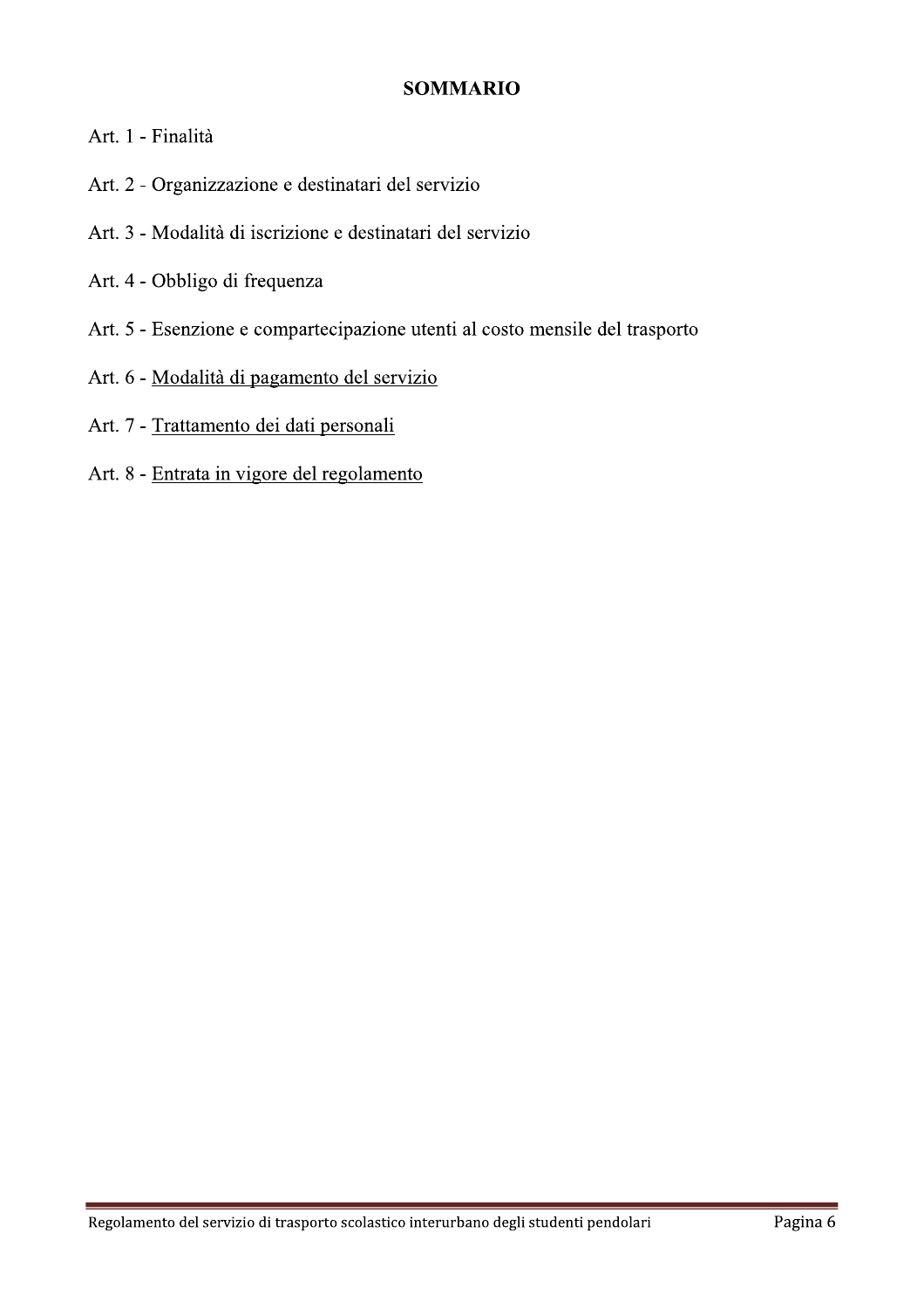## SOMMARIO

Art. 1 - Finalità

Art. 2 - Organizzazione e destinatari del servizio

Art. 3 - Modalità di iscrizione e destinatari del servizio

Art. 4 - Obbligo di frequenza

Art. 5 - Esenzione e compartecipazione utenti al costo mensile del trasporto

Art. 6 - Modalità di pagamento del servizio

Art. 7 - Trattamento dei dati personali

Art. 8 - Entrata in vigore del regolamento